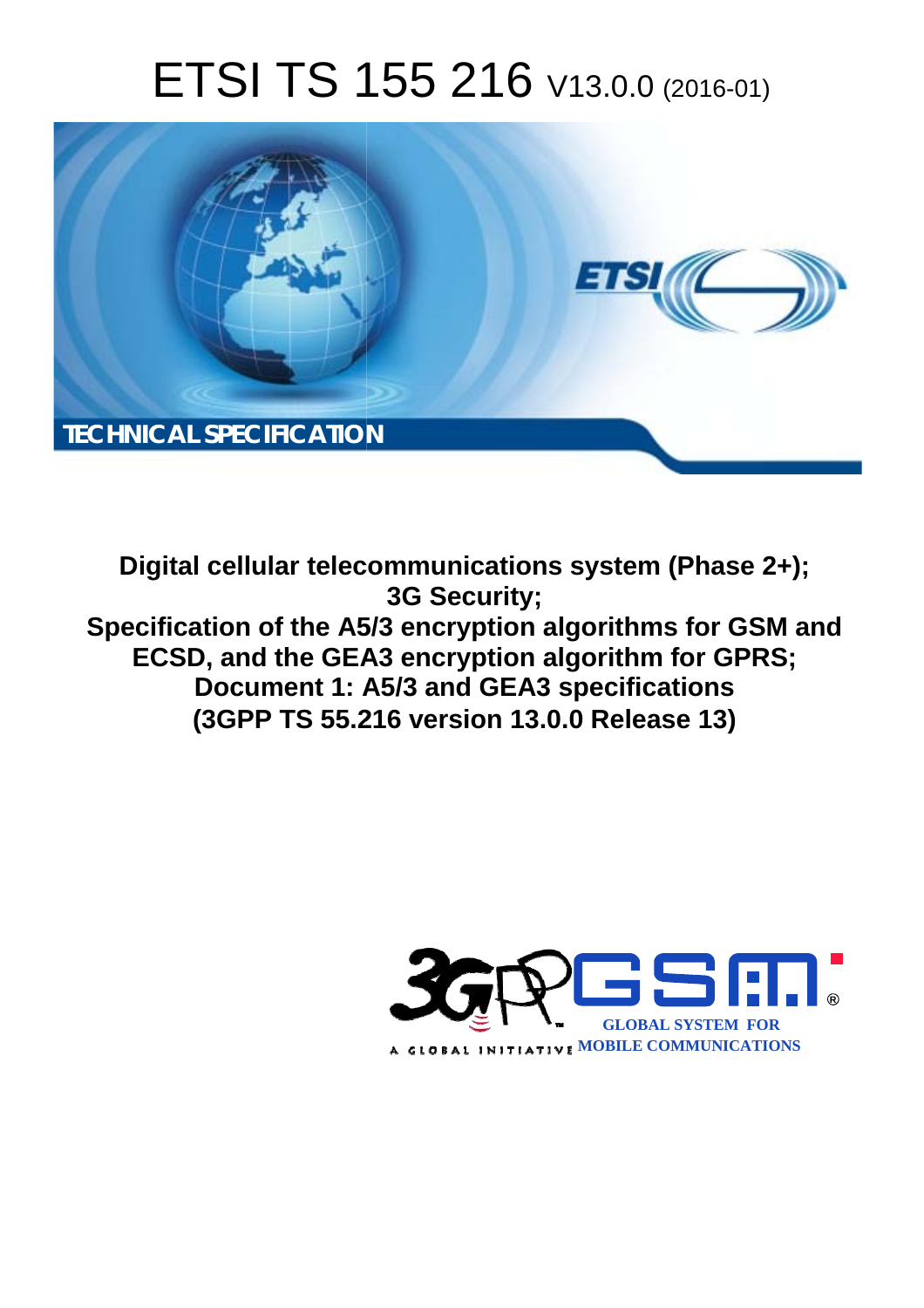# ETSI TS 155 216 V13.0.0 (2016-01)

TECHNICAL SPECIFICATION

**Digital cellular telecommunications system (Phase 2+);**
**3G Security;**
**Specification of the A5/3 encryption algorithms for GSM and ECSD, and the GEA3 encryption algorithm for GPRS;**
**Document 1: A5/3 and GEA3 specifications**
**(3GPP TS 55.216 version 13.0.0 Release 13)**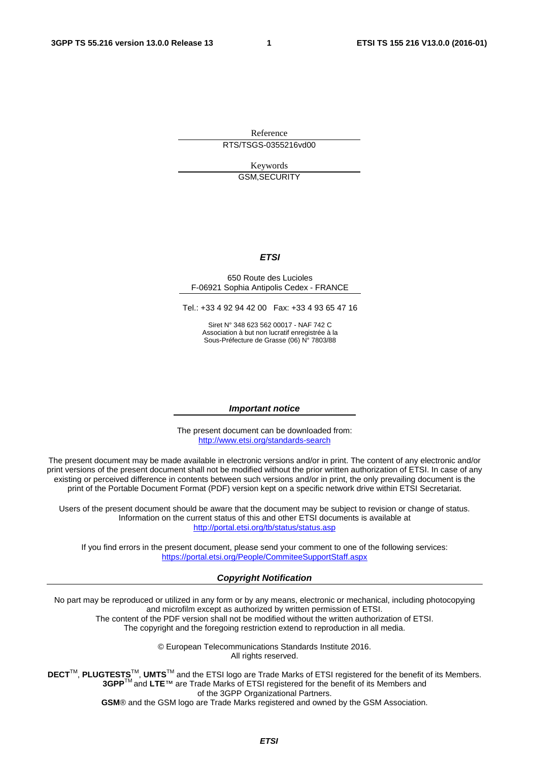Reference

RTS/TSGS-0355216vd00

Keywords

GSM,SECURITY

***ETSI***

650 Route des Lucioles
F-06921 Sophia Antipolis Cedex - FRANCE

Tel.: +33 4 92 94 42 00 Fax: +33 4 93 65 47 16

Siret N° 348 623 562 00017 - NAF 742 C
Association à but non lucratif enregistrée à la
Sous-Préfecture de Grasse (06) N° 7803/88

***Important notice***

The present document can be downloaded from:
http://www.etsi.org/standards-search

The present document may be made available in electronic versions and/or in print. The content of any electronic and/or print versions of the present document shall not be modified without the prior written authorization of ETSI. In case of any existing or perceived difference in contents between such versions and/or in print, the only prevailing document is the print of the Portable Document Format (PDF) version kept on a specific network drive within ETSI Secretariat.

Users of the present document should be aware that the document may be subject to revision or change of status. Information on the current status of this and other ETSI documents is available at
http://portal.etsi.org/tb/status/status.asp

If you find errors in the present document, please send your comment to one of the following services:
https://portal.etsi.org/People/CommiteeSupportStaff.aspx

***Copyright Notification***

No part may be reproduced or utilized in any form or by any means, electronic or mechanical, including photocopying and microfilm except as authorized by written permission of ETSI.
The content of the PDF version shall not be modified without the written authorization of ETSI.
The copyright and the foregoing restriction extend to reproduction in all media.

© European Telecommunications Standards Institute 2016.
All rights reserved.

**DECT**™, **PLUGTESTS**™, **UMTS**™ and the ETSI logo are Trade Marks of ETSI registered for the benefit of its Members.
**3GPP**™ and **LTE**™ are Trade Marks of ETSI registered for the benefit of its Members and of the 3GPP Organizational Partners.
**GSM**® and the GSM logo are Trade Marks registered and owned by the GSM Association.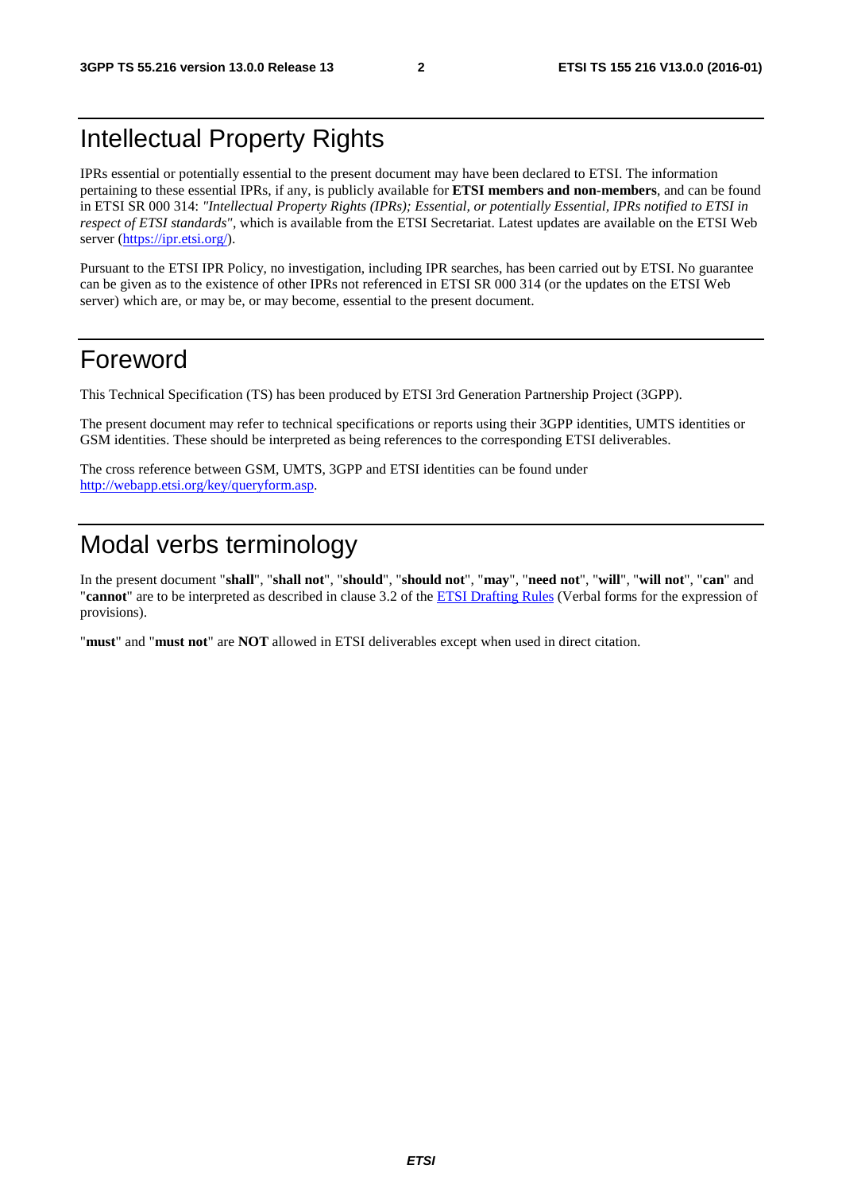# Intellectual Property Rights

IPRs essential or potentially essential to the present document may have been declared to ETSI. The information pertaining to these essential IPRs, if any, is publicly available for **ETSI members and non-members**, and can be found in ETSI SR 000 314: *"Intellectual Property Rights (IPRs); Essential, or potentially Essential, IPRs notified to ETSI in respect of ETSI standards"*, which is available from the ETSI Secretariat. Latest updates are available on the ETSI Web server (https://ipr.etsi.org/).

Pursuant to the ETSI IPR Policy, no investigation, including IPR searches, has been carried out by ETSI. No guarantee can be given as to the existence of other IPRs not referenced in ETSI SR 000 314 (or the updates on the ETSI Web server) which are, or may be, or may become, essential to the present document.

# Foreword

This Technical Specification (TS) has been produced by ETSI 3rd Generation Partnership Project (3GPP).

The present document may refer to technical specifications or reports using their 3GPP identities, UMTS identities or GSM identities. These should be interpreted as being references to the corresponding ETSI deliverables.

The cross reference between GSM, UMTS, 3GPP and ETSI identities can be found under http://webapp.etsi.org/key/queryform.asp.

# Modal verbs terminology

In the present document "**shall**", "**shall not**", "**should**", "**should not**", "**may**", "**need not**", "**will**", "**will not**", "**can**" and "**cannot**" are to be interpreted as described in clause 3.2 of the ETSI Drafting Rules (Verbal forms for the expression of provisions).

"**must**" and "**must not**" are **NOT** allowed in ETSI deliverables except when used in direct citation.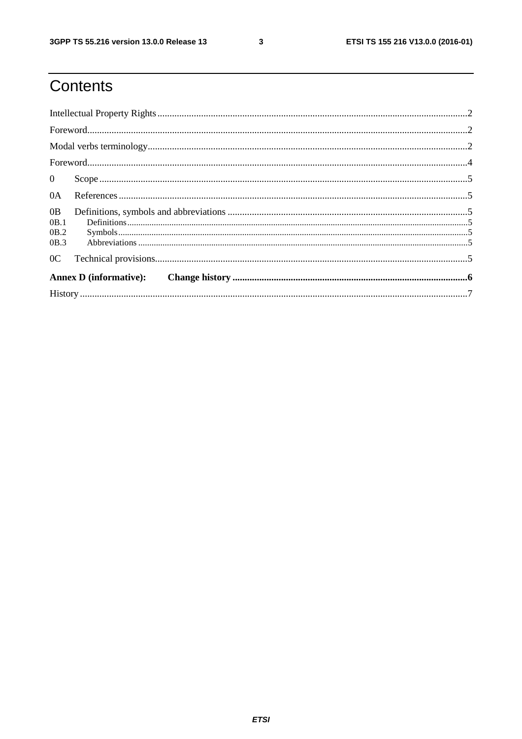# Contents

Intellectual Property Rights ........................................................ 2

Foreword ........................................................ 2

Modal verbs terminology ........................................................ 2

Foreword ........................................................ 4

0 Scope ........................................................ 5

0A References ........................................................ 5

0B Definitions, symbols and abbreviations ........................................................ 5

0B.1 Definitions ........................................................ 5

0B.2 Symbols ........................................................ 5

0B.3 Abbreviations ........................................................ 5

0C Technical provisions ........................................................ 5

**Annex D (informative): Change history ........................................................ 6**

History ........................................................ 7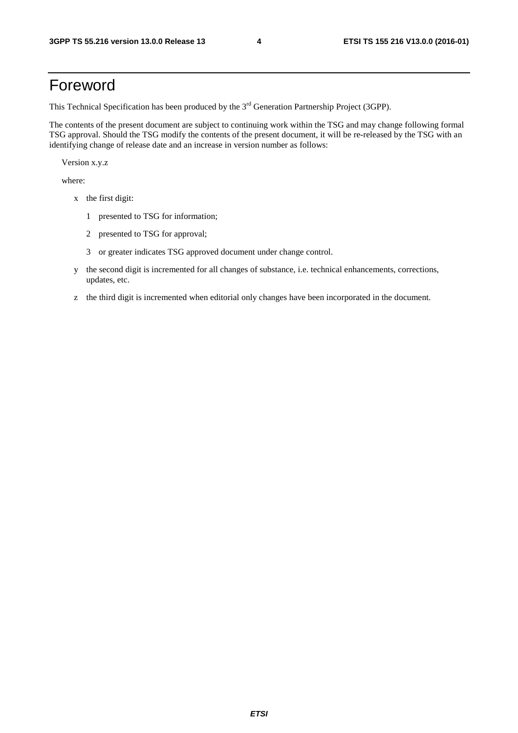# Foreword

This Technical Specification has been produced by the 3rd Generation Partnership Project (3GPP).

The contents of the present document are subject to continuing work within the TSG and may change following formal TSG approval. Should the TSG modify the contents of the present document, it will be re-released by the TSG with an identifying change of release date and an increase in version number as follows:

Version x.y.z

where:

- x the first digit:
  - 1 presented to TSG for information;
  - 2 presented to TSG for approval;
  - 3 or greater indicates TSG approved document under change control.
- y the second digit is incremented for all changes of substance, i.e. technical enhancements, corrections, updates, etc.
- z the third digit is incremented when editorial only changes have been incorporated in the document.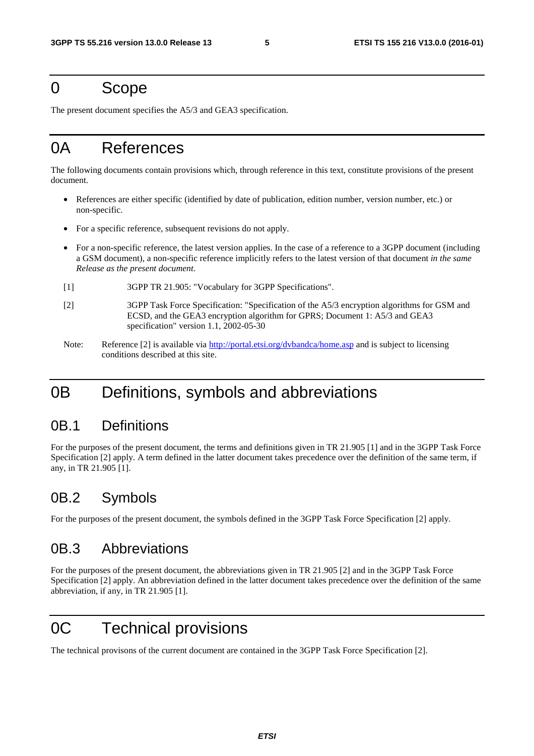# 0 Scope

The present document specifies the A5/3 and GEA3 specification.

# 0A References

The following documents contain provisions which, through reference in this text, constitute provisions of the present document.

- References are either specific (identified by date of publication, edition number, version number, etc.) or non-specific.
- For a specific reference, subsequent revisions do not apply.
- For a non-specific reference, the latest version applies. In the case of a reference to a 3GPP document (including a GSM document), a non-specific reference implicitly refers to the latest version of that document *in the same Release as the present document*.

[1] 3GPP TR 21.905: "Vocabulary for 3GPP Specifications".

[2] 3GPP Task Force Specification: "Specification of the A5/3 encryption algorithms for GSM and ECSD, and the GEA3 encryption algorithm for GPRS; Document 1: A5/3 and GEA3 specification" version 1.1, 2002-05-30

Note: Reference [2] is available via http://portal.etsi.org/dvbandca/home.asp and is subject to licensing conditions described at this site.

# 0B Definitions, symbols and abbreviations

## 0B.1 Definitions

For the purposes of the present document, the terms and definitions given in TR 21.905 [1] and in the 3GPP Task Force Specification [2] apply. A term defined in the latter document takes precedence over the definition of the same term, if any, in TR 21.905 [1].

## 0B.2 Symbols

For the purposes of the present document, the symbols defined in the 3GPP Task Force Specification [2] apply.

## 0B.3 Abbreviations

For the purposes of the present document, the abbreviations given in TR 21.905 [2] and in the 3GPP Task Force Specification [2] apply. An abbreviation defined in the latter document takes precedence over the definition of the same abbreviation, if any, in TR 21.905 [1].

# 0C Technical provisions

The technical provisons of the current document are contained in the 3GPP Task Force Specification [2].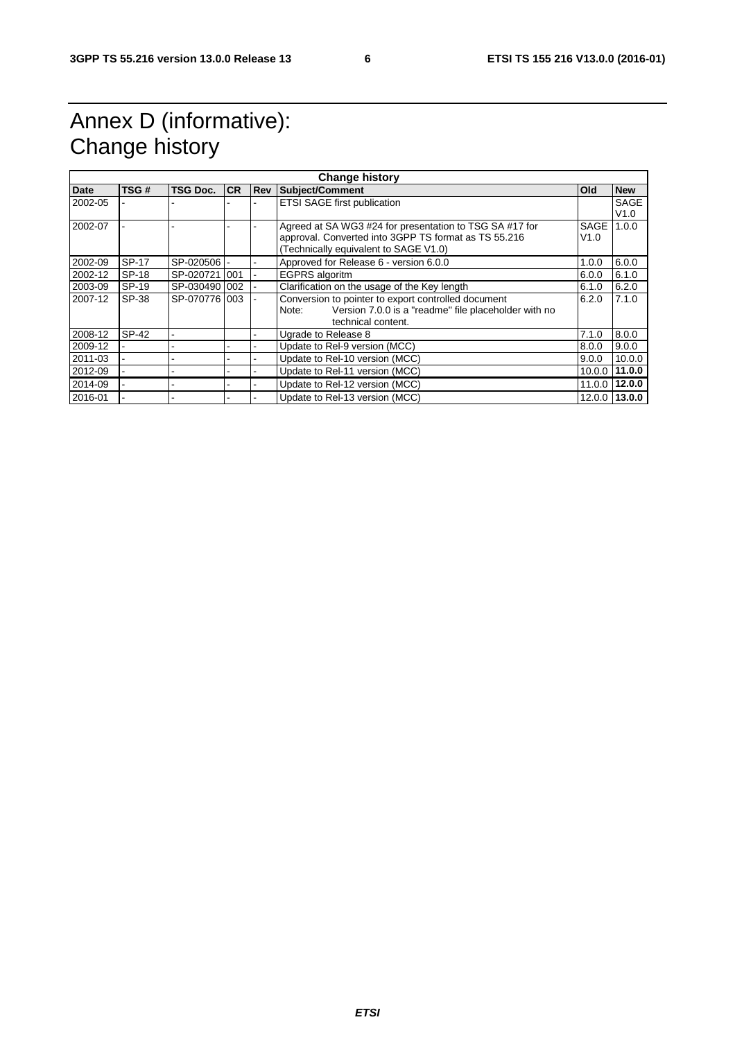# Annex D (informative): Change history

| Change history | | | | | | | |
|---|---|---|---|---|---|---|---|
| **Date** | **TSG #** | **TSG Doc.** | **CR** | **Rev** | **Subject/Comment** | **Old** | **New** |
| 2002-05 | - | - | - | - | ETSI SAGE first publication | | SAGE V1.0 |
| 2002-07 | - | - | - | - | Agreed at SA WG3 #24 for presentation to TSG SA #17 for approval. Converted into 3GPP TS format as TS 55.216 (Technically equivalent to SAGE V1.0) | SAGE V1.0 | 1.0.0 |
| 2002-09 | SP-17 | SP-020506 | - | - | Approved for Release 6 - version 6.0.0 | 1.0.0 | 6.0.0 |
| 2002-12 | SP-18 | SP-020721 | 001 | - | EGPRS algoritm | 6.0.0 | 6.1.0 |
| 2003-09 | SP-19 | SP-030490 | 002 | - | Clarification on the usage of the Key length | 6.1.0 | 6.2.0 |
| 2007-12 | SP-38 | SP-070776 | 003 | - | Conversion to pointer to export controlled document<br>Note: Version 7.0.0 is a "readme" file placeholder with no technical content. | 6.2.0 | 7.1.0 |
| 2008-12 | SP-42 | - | | - | Ugrade to Release 8 | 7.1.0 | 8.0.0 |
| 2009-12 | - | - | - | - | Update to Rel-9 version (MCC) | 8.0.0 | 9.0.0 |
| 2011-03 | - | - | - | - | Update to Rel-10 version (MCC) | 9.0.0 | 10.0.0 |
| 2012-09 | - | - | - | - | Update to Rel-11 version (MCC) | 10.0.0 | **11.0.0** |
| 2014-09 | - | - | - | - | Update to Rel-12 version (MCC) | 11.0.0 | **12.0.0** |
| 2016-01 | - | - | - | - | Update to Rel-13 version (MCC) | 12.0.0 | **13.0.0** |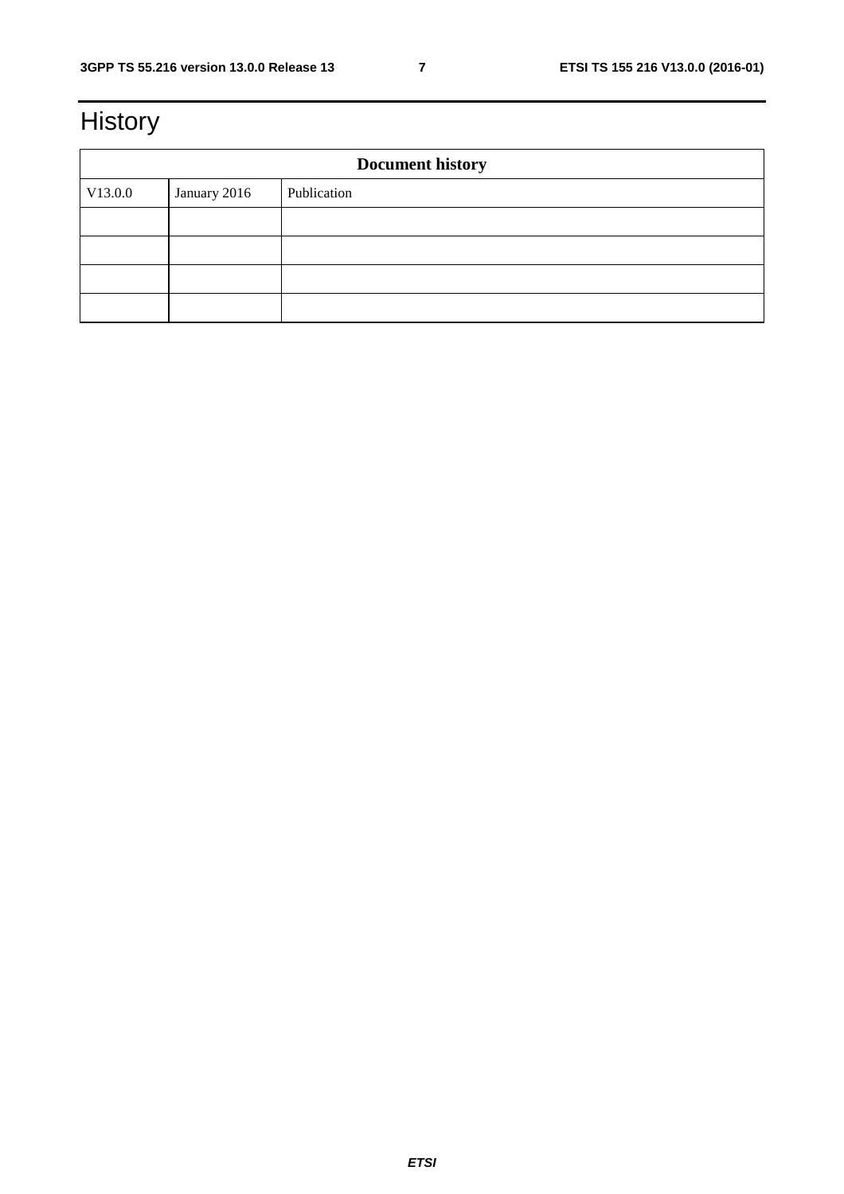# History

| Document history | | |
|---|---|---|
| V13.0.0 | January 2016 | Publication |
| | | |
| | | |
| | | |
| | | |